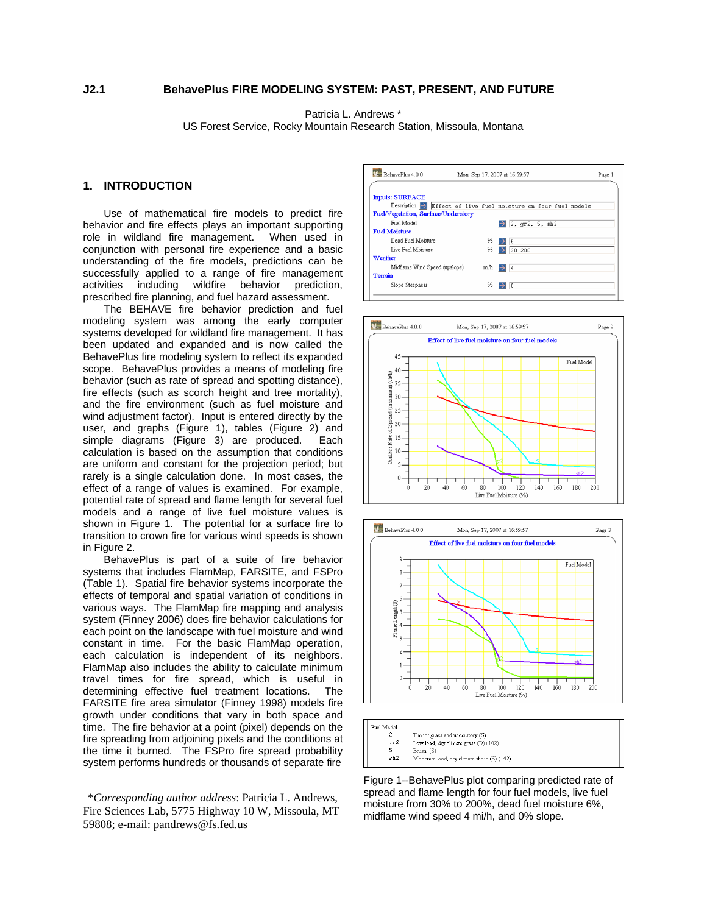**J2.1 BehavePlus FIRE MODELING SYSTEM: PAST, PRESENT, AND FUTURE**

Patricia L. Andrews *
US Forest Service, Rocky Mountain Research Station, Missoula, Montana

## 1. INTRODUCTION

Use of mathematical fire models to predict fire behavior and fire effects plays an important supporting role in wildland fire management. When used in conjunction with personal fire experience and a basic understanding of the fire models, predictions can be successfully applied to a range of fire management activities including wildfire behavior prediction, prescribed fire planning, and fuel hazard assessment.

The BEHAVE fire behavior prediction and fuel modeling system was among the early computer systems developed for wildland fire management. It has been updated and expanded and is now called the BehavePlus fire modeling system to reflect its expanded scope. BehavePlus provides a means of modeling fire behavior (such as rate of spread and spotting distance), fire effects (such as scorch height and tree mortality), and the fire environment (such as fuel moisture and wind adjustment factor). Input is entered directly by the user, and graphs (Figure 1), tables (Figure 2) and simple diagrams (Figure 3) are produced. Each calculation is based on the assumption that conditions are uniform and constant for the projection period; but rarely is a single calculation done. In most cases, the effect of a range of values is examined. For example, potential rate of spread and flame length for several fuel models and a range of live fuel moisture values is shown in Figure 1. The potential for a surface fire to transition to crown fire for various wind speeds is shown in Figure 2.

BehavePlus is part of a suite of fire behavior systems that includes FlamMap, FARSITE, and FSPro (Table 1). Spatial fire behavior systems incorporate the effects of temporal and spatial variation of conditions in various ways. The FlamMap fire mapping and analysis system (Finney 2006) does fire behavior calculations for each point on the landscape with fuel moisture and wind constant in time. For the basic FlamMap operation, each calculation is independent of its neighbors. FlamMap also includes the ability to calculate minimum travel times for fire spread, which is useful in determining effective fuel treatment locations. The FARSITE fire area simulator (Finney 1998) models fire growth under conditions that vary in both space and time. The fire behavior at a point (pixel) depends on the fire spreading from adjoining pixels and the conditions at the time it burned. The FSPro fire spread probability system performs hundreds or thousands of separate fire

---

*\*Corresponding author address*: Patricia L. Andrews, Fire Sciences Lab, 5775 Highway 10 W, Missoula, MT 59808; e-mail: pandrews@fs.fed.us

BehavePlus 4.0.0 Mon, Sep 17, 2007 at 16:59:57 Page 1

**Inputs: SURFACE**
Description: Effect of live fuel moisture on four fuel models

**Fuel/Vegetation, Surface/Understory**
Fuel Model: 2, gr2, 5, sh2

**Fuel Moisture**
Dead Fuel Moisture (%): 6
Live Fuel Moisture (%): 30 200

**Weather**
Midflame Wind Speed (upslope) (mi/h): 4

**Terrain**
Slope Steepness (%): 0

| Fuel Model | |
|---|---|
| 2 | Timber grass and understory (S) |
| gr2 | Low load, dry climate grass (D) (102) |
| 5 | Brush (S) |
| sh2 | Moderate load, dry climate shrub (S) (142) |

Figure 1--BehavePlus plot comparing predicted rate of spread and flame length for four fuel models, live fuel moisture from 30% to 200%, dead fuel moisture 6%, midflame wind speed 4 mi/h, and 0% slope.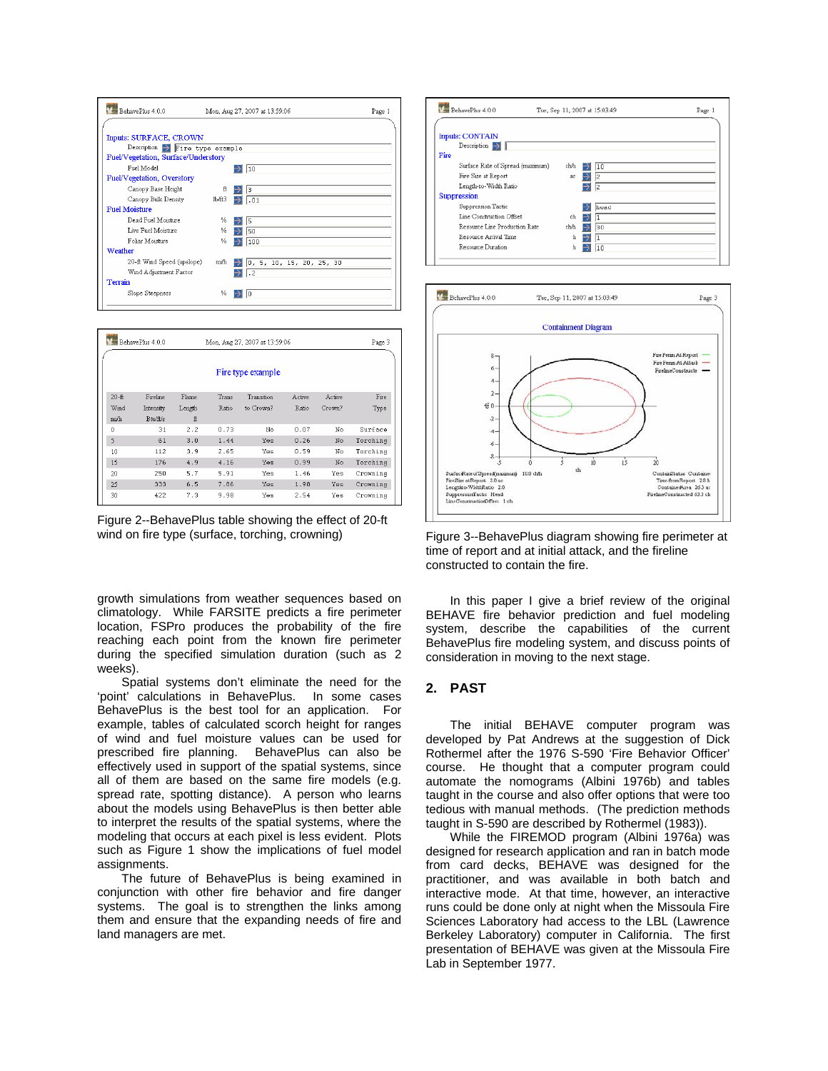| BehavePlus 4.0.0 | Mon, Aug 27, 2007 at 13:59:06 | Page 1 |
|---|---|---|

**Inputs: SURFACE, CROWN**

| | | |
|---|---|---|
| Description | | Fire type example |
| **Fuel/Vegetation, Surface/Understory** | | |
| Fuel Model | | 10 |
| **Fuel/Vegetation, Overstory** | | |
| Canopy Base Height | ft | 3 |
| Canopy Bulk Density | lb/ft3 | .01 |
| **Fuel Moisture** | | |
| Dead Fuel Moisture | % | 5 |
| Live Fuel Moisture | % | 50 |
| Foliar Moisture | % | 100 |
| **Weather** | | |
| 20-ft Wind Speed (upslope) | mi/h | 0, 5, 10, 15, 20, 25, 30 |
| Wind Adjustment Factor | | .2 |
| **Terrain** | | |
| Slope Steepness | % | 0 |

| BehavePlus 4.0.0 | Mon, Aug 27, 2007 at 13:59:06 | Page 3 |
|---|---|---|

**Fire type example**

| 20-ft Wind mi/h | Fireline Intensity Btu/ft/s | Flame Length ft | Trans Ratio | Transition to Crown? | Active Ratio | Active Crown? | Fire Type |
|---|---|---|---|---|---|---|---|
| 0 | 31 | 2.2 | 0.73 | No | 0.07 | No | Surface |
| 5 | 81 | 3.0 | 1.44 | Yes | 0.26 | No | Torching |
| 10 | 112 | 3.9 | 2.65 | Yes | 0.59 | No | Torching |
| 15 | 176 | 4.9 | 4.16 | Yes | 0.99 | No | Torching |
| 20 | 250 | 5.7 | 5.91 | Yes | 1.46 | Yes | Crowning |
| 25 | 333 | 6.5 | 7.86 | Yes | 1.98 | Yes | Crowning |
| 30 | 422 | 7.3 | 9.98 | Yes | 2.54 | Yes | Crowning |

Figure 2--BehavePlus table showing the effect of 20-ft wind on fire type (surface, torching, crowning)

| BehavePlus 4.0.0 | Tue, Sep 11, 2007 at 15:03:49 | Page 1 |
|---|---|---|

**Inputs: CONTAIN**

| | | |
|---|---|---|
| Description | | |
| **Fire** | | |
| Surface Rate of Spread (maximum) | ch/h | 10 |
| Fire Size at Report | ac | 2 |
| Length-to-Width Ratio | | 2 |
| **Suppression** | | |
| Suppression Tactic | | head |
| Line Construction Offset | ch | 1 |
| Resource Line Production Rate | ch/h | 30 |
| Resource Arrival Time | h | 1 |
| Resource Duration | h | 10 |

| BehavePlus 4.0.0 | Tue, Sep 11, 2007 at 15:03:49 | Page 3 |
|---|---|---|

**Containment Diagram**

Fire Perim At Report / Fire Perim At Attack / Fireline Constructed

SurfaceRateofSpread(maximum) 10.0 ch/h; FireSize atReport 2.0 ac; Length-to-WidthRatio 2.0; SuppressionTactic Head; LineConstructionOffset 1 ch

ContainStatus Contained; Time from Report 2.8 h; Contained Area 26.3 ac; Fireline Constructed 63.3 ch

Figure 3--BehavePlus diagram showing fire perimeter at time of report and at initial attack, and the fireline constructed to contain the fire.

growth simulations from weather sequences based on climatology. While FARSITE predicts a fire perimeter location, FSPro produces the probability of the fire reaching each point from the known fire perimeter during the specified simulation duration (such as 2 weeks).

Spatial systems don't eliminate the need for the 'point' calculations in BehavePlus. In some cases BehavePlus is the best tool for an application. For example, tables of calculated scorch height for ranges of wind and fuel moisture values can be used for prescribed fire planning. BehavePlus can also be effectively used in support of the spatial systems, since all of them are based on the same fire models (e.g. spread rate, spotting distance). A person who learns about the models using BehavePlus is then better able to interpret the results of the spatial systems, where the modeling that occurs at each pixel is less evident. Plots such as Figure 1 show the implications of fuel model assignments.

The future of BehavePlus is being examined in conjunction with other fire behavior and fire danger systems. The goal is to strengthen the links among them and ensure that the expanding needs of fire and land managers are met.

In this paper I give a brief review of the original BEHAVE fire behavior prediction and fuel modeling system, describe the capabilities of the current BehavePlus fire modeling system, and discuss points of consideration in moving to the next stage.

## 2. PAST

The initial BEHAVE computer program was developed by Pat Andrews at the suggestion of Dick Rothermel after the 1976 S-590 'Fire Behavior Officer' course. He thought that a computer program could automate the nomograms (Albini 1976b) and tables taught in the course and also offer options that were too tedious with manual methods. (The prediction methods taught in S-590 are described by Rothermel (1983)).

While the FIREMOD program (Albini 1976a) was designed for research application and ran in batch mode from card decks, BEHAVE was designed for the practitioner, and was available in both batch and interactive mode. At that time, however, an interactive runs could be done only at night when the Missoula Fire Sciences Laboratory had access to the LBL (Lawrence Berkeley Laboratory) computer in California. The first presentation of BEHAVE was given at the Missoula Fire Lab in September 1977.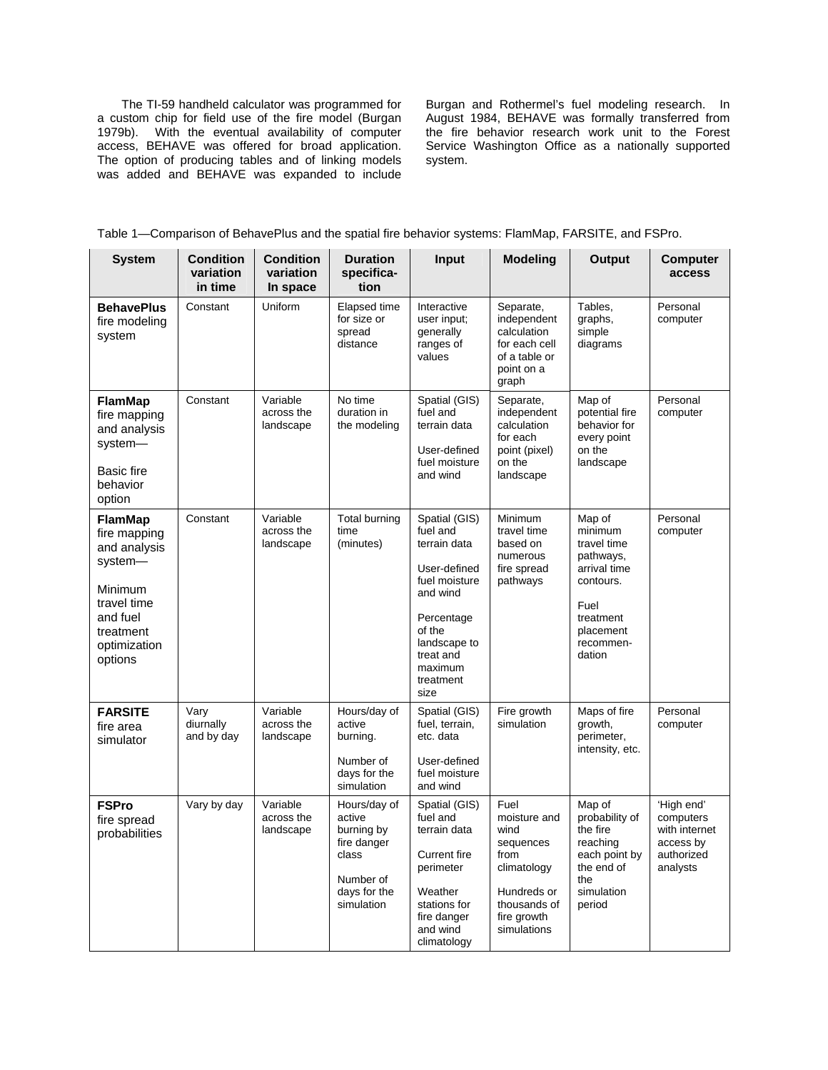The TI-59 handheld calculator was programmed for a custom chip for field use of the fire model (Burgan 1979b). With the eventual availability of computer access, BEHAVE was offered for broad application. The option of producing tables and of linking models was added and BEHAVE was expanded to include Burgan and Rothermel's fuel modeling research. In August 1984, BEHAVE was formally transferred from the fire behavior research work unit to the Forest Service Washington Office as a nationally supported system.

Table 1—Comparison of BehavePlus and the spatial fire behavior systems: FlamMap, FARSITE, and FSPro.

| System | Condition variation in time | Condition variation In space | Duration specifica-tion | Input | Modeling | Output | Computer access |
|---|---|---|---|---|---|---|---|
| **BehavePlus** fire modeling system | Constant | Uniform | Elapsed time for size or spread distance | Interactive user input; generally ranges of values | Separate, independent calculation for each cell of a table or point on a graph | Tables, graphs, simple diagrams | Personal computer |
| **FlamMap** fire mapping and analysis system— Basic fire behavior option | Constant | Variable across the landscape | No time duration in the modeling | Spatial (GIS) fuel and terrain data<br><br>User-defined fuel moisture and wind | Separate, independent calculation for each point (pixel) on the landscape | Map of potential fire behavior for every point on the landscape | Personal computer |
| **FlamMap** fire mapping and analysis system— Minimum travel time and fuel treatment optimization options | Constant | Variable across the landscape | Total burning time (minutes) | Spatial (GIS) fuel and terrain data<br><br>User-defined fuel moisture and wind<br><br>Percentage of the landscape to treat and maximum treatment size | Minimum travel time based on numerous fire spread pathways | Map of minimum travel time pathways, arrival time contours.<br><br>Fuel treatment placement recommen-dation | Personal computer |
| **FARSITE** fire area simulator | Vary diurnally and by day | Variable across the landscape | Hours/day of active burning.<br><br>Number of days for the simulation | Spatial (GIS) fuel, terrain, etc. data<br><br>User-defined fuel moisture and wind | Fire growth simulation | Maps of fire growth, perimeter, intensity, etc. | Personal computer |
| **FSPro** fire spread probabilities | Vary by day | Variable across the landscape | Hours/day of active burning by fire danger class<br><br>Number of days for the simulation | Spatial (GIS) fuel and terrain data<br><br>Current fire perimeter<br><br>Weather stations for fire danger and wind climatology | Fuel moisture and wind sequences from climatology<br><br>Hundreds or thousands of fire growth simulations | Map of probability of the fire reaching each point by the end of the simulation period | 'High end' computers with internet access by authorized analysts |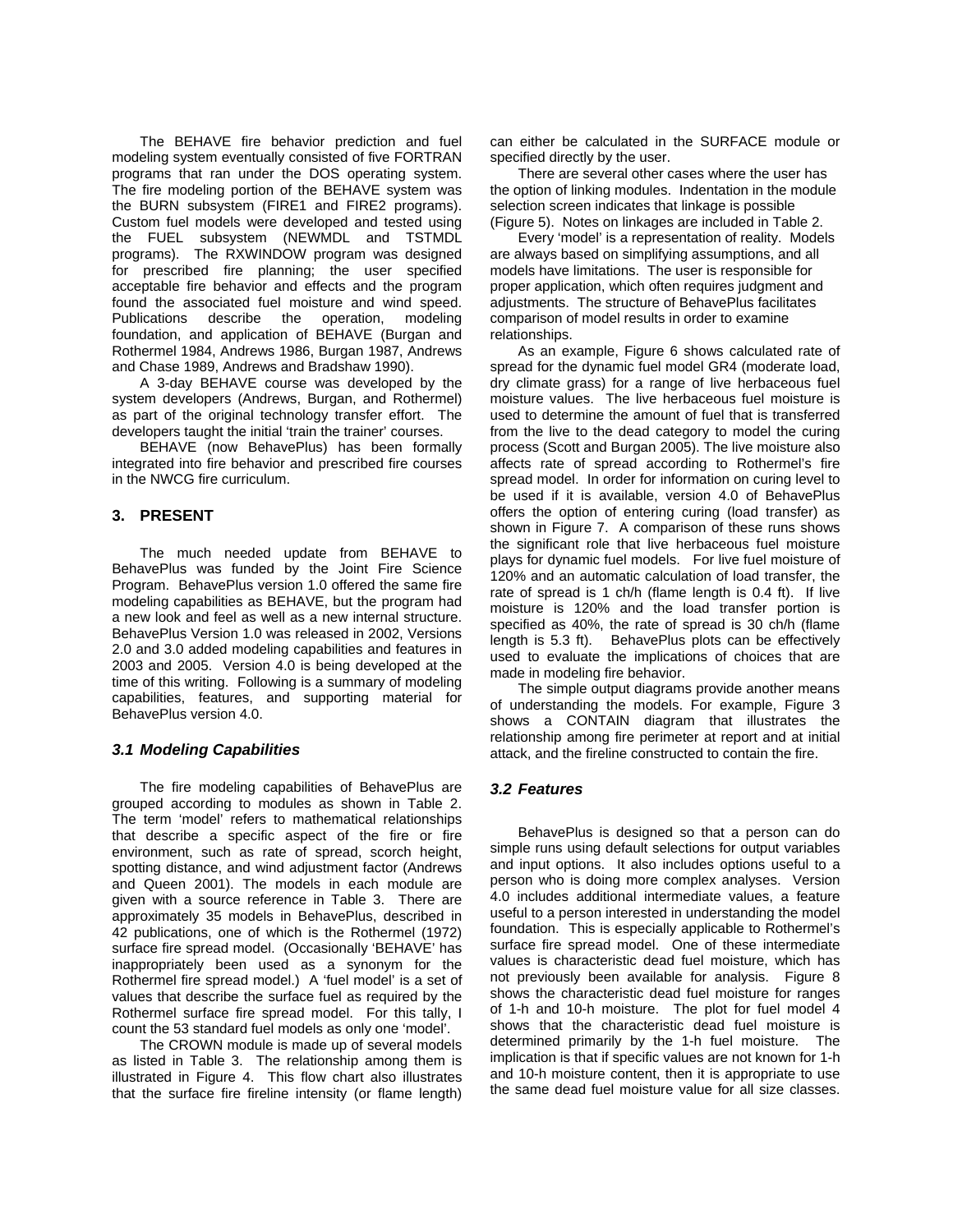The BEHAVE fire behavior prediction and fuel modeling system eventually consisted of five FORTRAN programs that ran under the DOS operating system. The fire modeling portion of the BEHAVE system was the BURN subsystem (FIRE1 and FIRE2 programs). Custom fuel models were developed and tested using the FUEL subsystem (NEWMDL and TSTMDL programs). The RXWINDOW program was designed for prescribed fire planning; the user specified acceptable fire behavior and effects and the program found the associated fuel moisture and wind speed. Publications describe the operation, modeling foundation, and application of BEHAVE (Burgan and Rothermel 1984, Andrews 1986, Burgan 1987, Andrews and Chase 1989, Andrews and Bradshaw 1990).

A 3-day BEHAVE course was developed by the system developers (Andrews, Burgan, and Rothermel) as part of the original technology transfer effort. The developers taught the initial 'train the trainer' courses.

BEHAVE (now BehavePlus) has been formally integrated into fire behavior and prescribed fire courses in the NWCG fire curriculum.

## 3. PRESENT

The much needed update from BEHAVE to BehavePlus was funded by the Joint Fire Science Program. BehavePlus version 1.0 offered the same fire modeling capabilities as BEHAVE, but the program had a new look and feel as well as a new internal structure. BehavePlus Version 1.0 was released in 2002, Versions 2.0 and 3.0 added modeling capabilities and features in 2003 and 2005. Version 4.0 is being developed at the time of this writing. Following is a summary of modeling capabilities, features, and supporting material for BehavePlus version 4.0.

### *3.1 Modeling Capabilities*

The fire modeling capabilities of BehavePlus are grouped according to modules as shown in Table 2. The term 'model' refers to mathematical relationships that describe a specific aspect of the fire or fire environment, such as rate of spread, scorch height, spotting distance, and wind adjustment factor (Andrews and Queen 2001). The models in each module are given with a source reference in Table 3. There are approximately 35 models in BehavePlus, described in 42 publications, one of which is the Rothermel (1972) surface fire spread model. (Occasionally 'BEHAVE' has inappropriately been used as a synonym for the Rothermel fire spread model.) A 'fuel model' is a set of values that describe the surface fuel as required by the Rothermel surface fire spread model. For this tally, I count the 53 standard fuel models as only one 'model'.

The CROWN module is made up of several models as listed in Table 3. The relationship among them is illustrated in Figure 4. This flow chart also illustrates that the surface fire fireline intensity (or flame length) can either be calculated in the SURFACE module or specified directly by the user.

There are several other cases where the user has the option of linking modules. Indentation in the module selection screen indicates that linkage is possible (Figure 5). Notes on linkages are included in Table 2.

Every 'model' is a representation of reality. Models are always based on simplifying assumptions, and all models have limitations. The user is responsible for proper application, which often requires judgment and adjustments. The structure of BehavePlus facilitates comparison of model results in order to examine relationships.

As an example, Figure 6 shows calculated rate of spread for the dynamic fuel model GR4 (moderate load, dry climate grass) for a range of live herbaceous fuel moisture values. The live herbaceous fuel moisture is used to determine the amount of fuel that is transferred from the live to the dead category to model the curing process (Scott and Burgan 2005). The live moisture also affects rate of spread according to Rothermel's fire spread model. In order for information on curing level to be used if it is available, version 4.0 of BehavePlus offers the option of entering curing (load transfer) as shown in Figure 7. A comparison of these runs shows the significant role that live herbaceous fuel moisture plays for dynamic fuel models. For live fuel moisture of 120% and an automatic calculation of load transfer, the rate of spread is 1 ch/h (flame length is 0.4 ft). If live moisture is 120% and the load transfer portion is specified as 40%, the rate of spread is 30 ch/h (flame length is 5.3 ft). BehavePlus plots can be effectively used to evaluate the implications of choices that are made in modeling fire behavior.

The simple output diagrams provide another means of understanding the models. For example, Figure 3 shows a CONTAIN diagram that illustrates the relationship among fire perimeter at report and at initial attack, and the fireline constructed to contain the fire.

### *3.2 Features*

BehavePlus is designed so that a person can do simple runs using default selections for output variables and input options. It also includes options useful to a person who is doing more complex analyses. Version 4.0 includes additional intermediate values, a feature useful to a person interested in understanding the model foundation. This is especially applicable to Rothermel's surface fire spread model. One of these intermediate values is characteristic dead fuel moisture, which has not previously been available for analysis. Figure 8 shows the characteristic dead fuel moisture for ranges of 1-h and 10-h moisture. The plot for fuel model 4 shows that the characteristic dead fuel moisture is determined primarily by the 1-h fuel moisture. The implication is that if specific values are not known for 1-h and 10-h moisture content, then it is appropriate to use the same dead fuel moisture value for all size classes.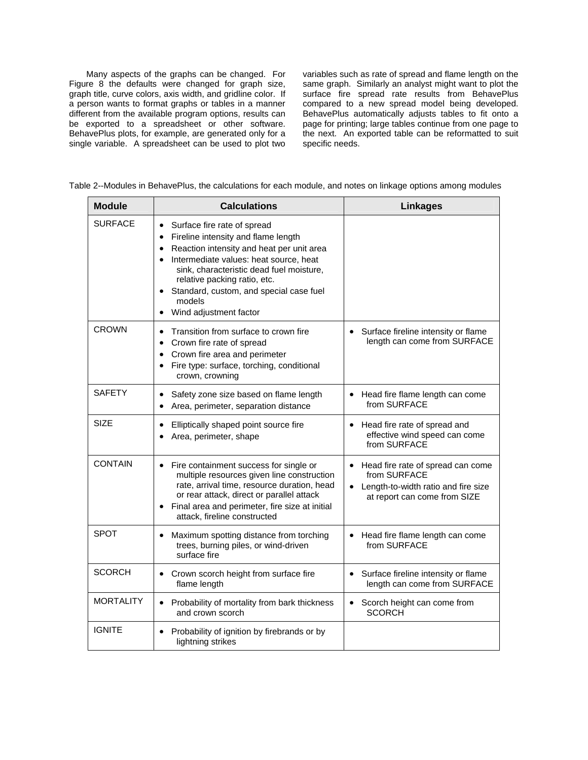Many aspects of the graphs can be changed. For Figure 8 the defaults were changed for graph size, graph title, curve colors, axis width, and gridline color. If a person wants to format graphs or tables in a manner different from the available program options, results can be exported to a spreadsheet or other software. BehavePlus plots, for example, are generated only for a single variable. A spreadsheet can be used to plot two variables such as rate of spread and flame length on the same graph. Similarly an analyst might want to plot the surface fire spread rate results from BehavePlus compared to a new spread model being developed. BehavePlus automatically adjusts tables to fit onto a page for printing; large tables continue from one page to the next. An exported table can be reformatted to suit specific needs.

Table 2--Modules in BehavePlus, the calculations for each module, and notes on linkage options among modules

| Module | Calculations | Linkages |
| --- | --- | --- |
| SURFACE | • Surface fire rate of spread<br>• Fireline intensity and flame length<br>• Reaction intensity and heat per unit area<br>• Intermediate values: heat source, heat sink, characteristic dead fuel moisture, relative packing ratio, etc.<br>• Standard, custom, and special case fuel models<br>• Wind adjustment factor | |
| CROWN | • Transition from surface to crown fire<br>• Crown fire rate of spread<br>• Crown fire area and perimeter<br>• Fire type: surface, torching, conditional crown, crowning | • Surface fireline intensity or flame length can come from SURFACE |
| SAFETY | • Safety zone size based on flame length<br>• Area, perimeter, separation distance | • Head fire flame length can come from SURFACE |
| SIZE | • Elliptically shaped point source fire<br>• Area, perimeter, shape | • Head fire rate of spread and effective wind speed can come from SURFACE |
| CONTAIN | • Fire containment success for single or multiple resources given line construction rate, arrival time, resource duration, head or rear attack, direct or parallel attack<br>• Final area and perimeter, fire size at initial attack, fireline constructed | • Head fire rate of spread can come from SURFACE<br>• Length-to-width ratio and fire size at report can come from SIZE |
| SPOT | • Maximum spotting distance from torching trees, burning piles, or wind-driven surface fire | • Head fire flame length can come from SURFACE |
| SCORCH | • Crown scorch height from surface fire flame length | • Surface fireline intensity or flame length can come from SURFACE |
| MORTALITY | • Probability of mortality from bark thickness and crown scorch | • Scorch height can come from SCORCH |
| IGNITE | • Probability of ignition by firebrands or by lightning strikes | |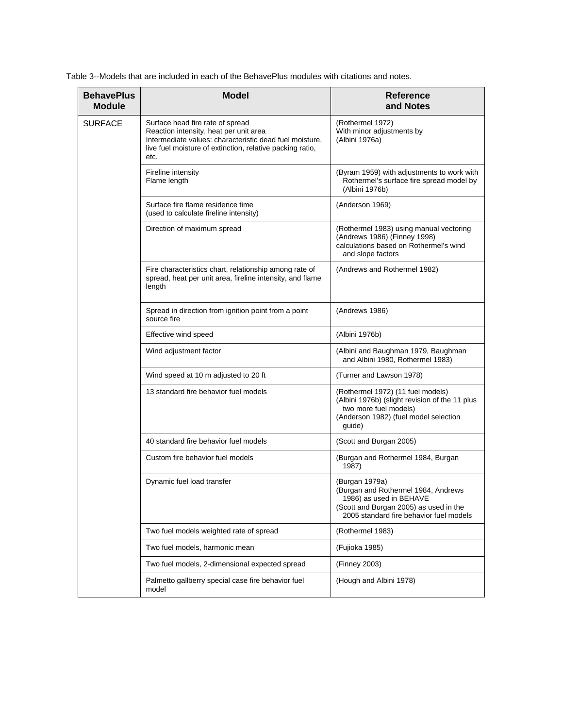Table 3--Models that are included in each of the BehavePlus modules with citations and notes.

| BehavePlus Module | Model | Reference and Notes |
|---|---|---|
| SURFACE | Surface head fire rate of spread<br>Reaction intensity, heat per unit area<br>Intermediate values: characteristic dead fuel moisture, live fuel moisture of extinction, relative packing ratio, etc. | (Rothermel 1972)<br>With minor adjustments by<br>(Albini 1976a) |
| | Fireline intensity<br>Flame length | (Byram 1959) with adjustments to work with Rothermel's surface fire spread model by (Albini 1976b) |
| | Surface fire flame residence time<br>(used to calculate fireline intensity) | (Anderson 1969) |
| | Direction of maximum spread | (Rothermel 1983) using manual vectoring<br>(Andrews 1986) (Finney 1998)<br>calculations based on Rothermel's wind and slope factors |
| | Fire characteristics chart, relationship among rate of spread, heat per unit area, fireline intensity, and flame length | (Andrews and Rothermel 1982) |
| | Spread in direction from ignition point from a point source fire | (Andrews 1986) |
| | Effective wind speed | (Albini 1976b) |
| | Wind adjustment factor | (Albini and Baughman 1979, Baughman and Albini 1980, Rothermel 1983) |
| | Wind speed at 10 m adjusted to 20 ft | (Turner and Lawson 1978) |
| | 13 standard fire behavior fuel models | (Rothermel 1972) (11 fuel models)<br>(Albini 1976b) (slight revision of the 11 plus two more fuel models)<br>(Anderson 1982) (fuel model selection guide) |
| | 40 standard fire behavior fuel models | (Scott and Burgan 2005) |
| | Custom fire behavior fuel models | (Burgan and Rothermel 1984, Burgan 1987) |
| | Dynamic fuel load transfer | (Burgan 1979a)<br>(Burgan and Rothermel 1984, Andrews 1986) as used in BEHAVE<br>(Scott and Burgan 2005) as used in the 2005 standard fire behavior fuel models |
| | Two fuel models weighted rate of spread | (Rothermel 1983) |
| | Two fuel models, harmonic mean | (Fujioka 1985) |
| | Two fuel models, 2-dimensional expected spread | (Finney 2003) |
| | Palmetto gallberry special case fire behavior fuel model | (Hough and Albini 1978) |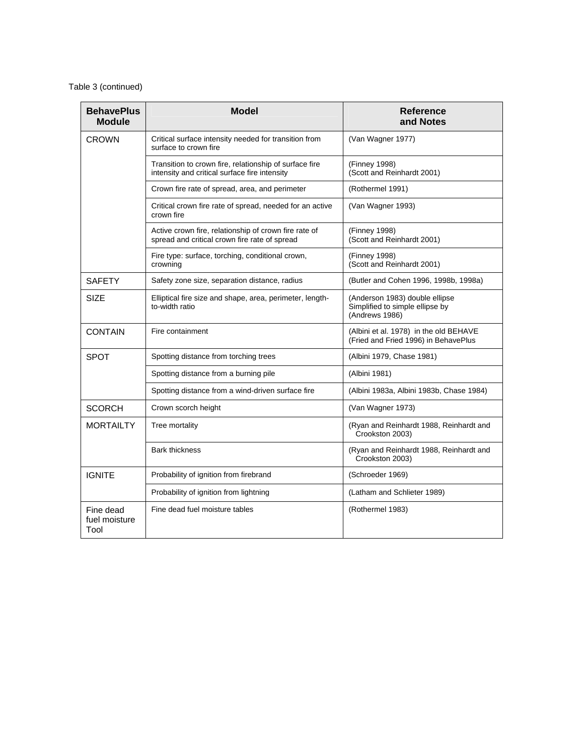Table 3 (continued)

| BehavePlus Module | Model | Reference and Notes |
|---|---|---|
| CROWN | Critical surface intensity needed for transition from surface to crown fire | (Van Wagner 1977) |
| | Transition to crown fire, relationship of surface fire intensity and critical surface fire intensity | (Finney 1998)<br>(Scott and Reinhardt 2001) |
| | Crown fire rate of spread, area, and perimeter | (Rothermel 1991) |
| | Critical crown fire rate of spread, needed for an active crown fire | (Van Wagner 1993) |
| | Active crown fire, relationship of crown fire rate of spread and critical crown fire rate of spread | (Finney 1998)<br>(Scott and Reinhardt 2001) |
| | Fire type: surface, torching, conditional crown, crowning | (Finney 1998)<br>(Scott and Reinhardt 2001) |
| SAFETY | Safety zone size, separation distance, radius | (Butler and Cohen 1996, 1998b, 1998a) |
| SIZE | Elliptical fire size and shape, area, perimeter, length-to-width ratio | (Anderson 1983) double ellipse<br>Simplified to simple ellipse by (Andrews 1986) |
| CONTAIN | Fire containment | (Albini et al. 1978) in the old BEHAVE<br>(Fried and Fried 1996) in BehavePlus |
| SPOT | Spotting distance from torching trees | (Albini 1979, Chase 1981) |
| | Spotting distance from a burning pile | (Albini 1981) |
| | Spotting distance from a wind-driven surface fire | (Albini 1983a, Albini 1983b, Chase 1984) |
| SCORCH | Crown scorch height | (Van Wagner 1973) |
| MORTAILTY | Tree mortality | (Ryan and Reinhardt 1988, Reinhardt and Crookston 2003) |
| | Bark thickness | (Ryan and Reinhardt 1988, Reinhardt and Crookston 2003) |
| IGNITE | Probability of ignition from firebrand | (Schroeder 1969) |
| | Probability of ignition from lightning | (Latham and Schlieter 1989) |
| Fine dead fuel moisture Tool | Fine dead fuel moisture tables | (Rothermel 1983) |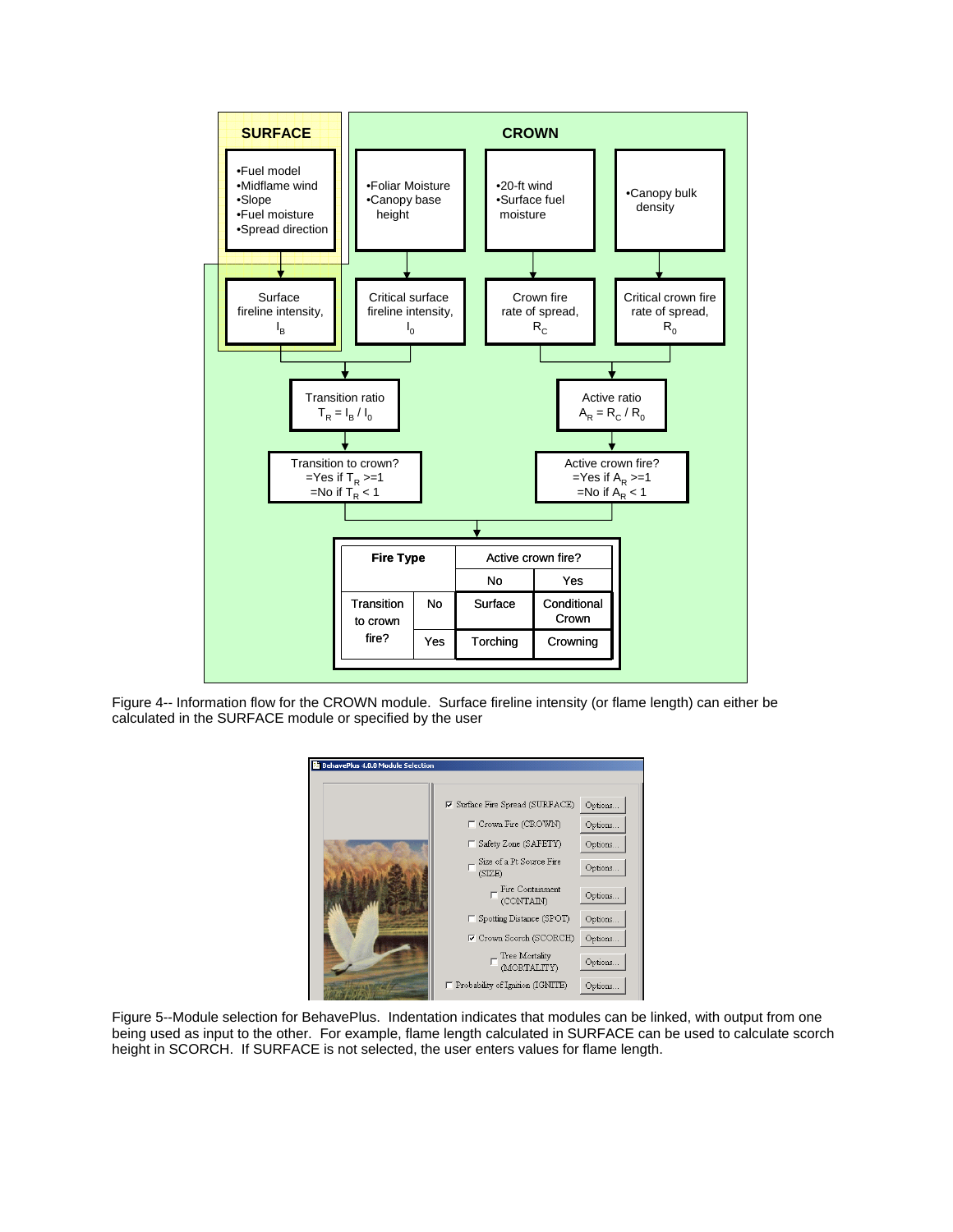**SURFACE**

- Fuel model
- Midflame wind
- Slope
- Fuel moisture
- Spread direction

↓

Surface fireline intensity, $I_B$

**CROWN**

- Foliar Moisture
- Canopy base height

↓

Critical surface fireline intensity, $I_0$

- 20-ft wind
- Surface fuel moisture

↓

Crown fire rate of spread, $R_C$

- Canopy bulk density

↓

Critical crown fire rate of spread, $R_0$

Transition ratio $T_R = I_B / I_0$

Transition to crown? =Yes if $T_R >= 1$ =No if $T_R < 1$

Active ratio $A_R = R_C / R_0$

Active crown fire? =Yes if $A_R >= 1$ =No if $A_R < 1$

| Fire Type | | Active crown fire? No | Active crown fire? Yes |
|---|---|---|---|
| Transition to crown fire? | No | Surface | Conditional Crown |
| | Yes | Torching | Crowning |

Figure 4-- Information flow for the CROWN module. Surface fireline intensity (or flame length) can either be calculated in the SURFACE module or specified by the user

BehavePlus 4.0.0 Module Selection

- ☑ Surface Fire Spread (SURFACE) — Options...
  - ☐ Crown Fire (CROWN) — Options...
  - ☐ Safety Zone (SAFETY) — Options...
  - ☐ Size of a Pt Source Fire (SIZE) — Options...
    - ☐ Fire Containment (CONTAIN) — Options...
  - ☐ Spotting Distance (SPOT) — Options...
  - ☑ Crown Scorch (SCORCH) — Options...
    - ☐ Tree Mortality (MORTALITY) — Options...
- ☐ Probability of Ignition (IGNITE) — Options...

Figure 5--Module selection for BehavePlus. Indentation indicates that modules can be linked, with output from one being used as input to the other. For example, flame length calculated in SURFACE can be used to calculate scorch height in SCORCH. If SURFACE is not selected, the user enters values for flame length.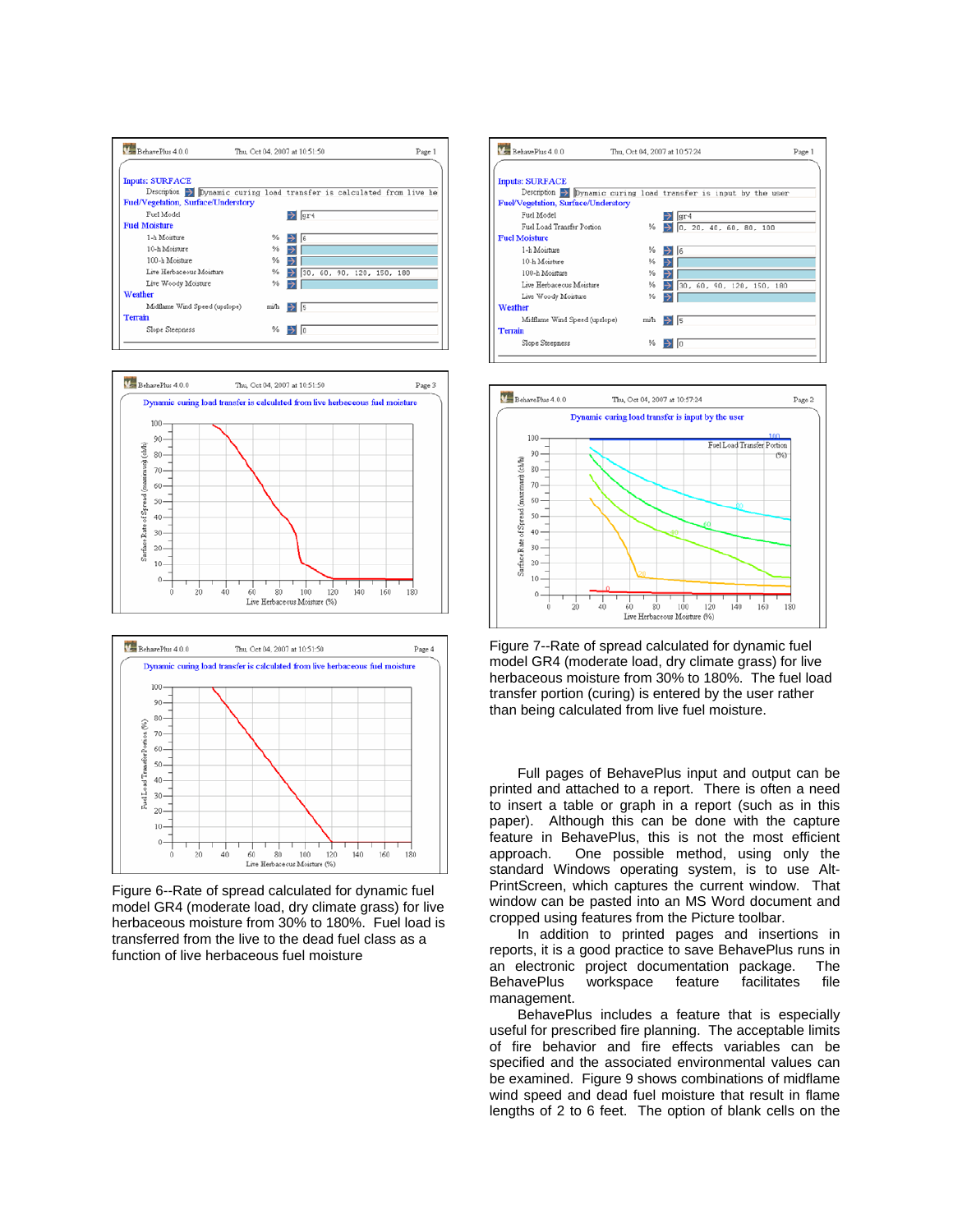Figure 6--Rate of spread calculated for dynamic fuel model GR4 (moderate load, dry climate grass) for live herbaceous moisture from 30% to 180%. Fuel load is transferred from the live to the dead fuel class as a function of live herbaceous fuel moisture

Figure 7--Rate of spread calculated for dynamic fuel model GR4 (moderate load, dry climate grass) for live herbaceous moisture from 30% to 180%. The fuel load transfer portion (curing) is entered by the user rather than being calculated from live fuel moisture.

Full pages of BehavePlus input and output can be printed and attached to a report. There is often a need to insert a table or graph in a report (such as in this paper). Although this can be done with the capture feature in BehavePlus, this is not the most efficient approach. One possible method, using only the standard Windows operating system, is to use Alt-PrintScreen, which captures the current window. That window can be pasted into an MS Word document and cropped using features from the Picture toolbar.

In addition to printed pages and insertions in reports, it is a good practice to save BehavePlus runs in an electronic project documentation package. The BehavePlus workspace feature facilitates file management.

BehavePlus includes a feature that is especially useful for prescribed fire planning. The acceptable limits of fire behavior and fire effects variables can be specified and the associated environmental values can be examined. Figure 9 shows combinations of midflame wind speed and dead fuel moisture that result in flame lengths of 2 to 6 feet. The option of blank cells on the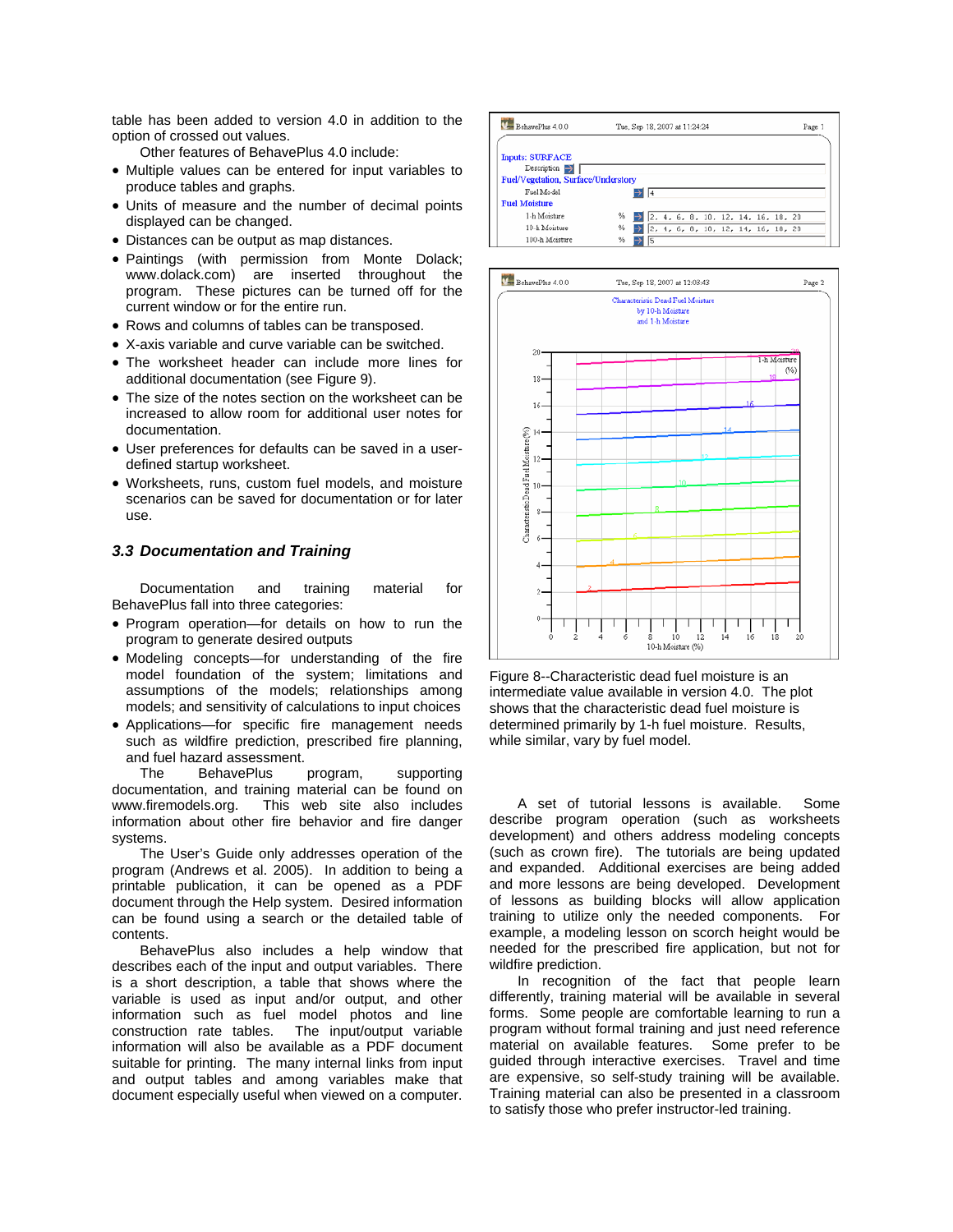table has been added to version 4.0 in addition to the option of crossed out values.

Other features of BehavePlus 4.0 include:

- Multiple values can be entered for input variables to produce tables and graphs.
- Units of measure and the number of decimal points displayed can be changed.
- Distances can be output as map distances.
- Paintings (with permission from Monte Dolack; www.dolack.com) are inserted throughout the program. These pictures can be turned off for the current window or for the entire run.
- Rows and columns of tables can be transposed.
- X-axis variable and curve variable can be switched.
- The worksheet header can include more lines for additional documentation (see Figure 9).
- The size of the notes section on the worksheet can be increased to allow room for additional user notes for documentation.
- User preferences for defaults can be saved in a user-defined startup worksheet.
- Worksheets, runs, custom fuel models, and moisture scenarios can be saved for documentation or for later use.

### *3.3 Documentation and Training*

Documentation and training material for BehavePlus fall into three categories:

- Program operation—for details on how to run the program to generate desired outputs
- Modeling concepts—for understanding of the fire model foundation of the system; limitations and assumptions of the models; relationships among models; and sensitivity of calculations to input choices
- Applications—for specific fire management needs such as wildfire prediction, prescribed fire planning, and fuel hazard assessment.

The BehavePlus program, supporting documentation, and training material can be found on www.firemodels.org. This web site also includes information about other fire behavior and fire danger systems.

The User's Guide only addresses operation of the program (Andrews et al. 2005). In addition to being a printable publication, it can be opened as a PDF document through the Help system. Desired information can be found using a search or the detailed table of contents.

BehavePlus also includes a help window that describes each of the input and output variables. There is a short description, a table that shows where the variable is used as input and/or output, and other information such as fuel model photos and line construction rate tables. The input/output variable information will also be available as a PDF document suitable for printing. The many internal links from input and output tables and among variables make that document especially useful when viewed on a computer.

Figure 8--Characteristic dead fuel moisture is an intermediate value available in version 4.0. The plot shows that the characteristic dead fuel moisture is determined primarily by 1-h fuel moisture. Results, while similar, vary by fuel model.

A set of tutorial lessons is available. Some describe program operation (such as worksheets development) and others address modeling concepts (such as crown fire). The tutorials are being updated and expanded. Additional exercises are being added and more lessons are being developed. Development of lessons as building blocks will allow application training to utilize only the needed components. For example, a modeling lesson on scorch height would be needed for the prescribed fire application, but not for wildfire prediction.

In recognition of the fact that people learn differently, training material will be available in several forms. Some people are comfortable learning to run a program without formal training and just need reference material on available features. Some prefer to be guided through interactive exercises. Travel and time are expensive, so self-study training will be available. Training material can also be presented in a classroom to satisfy those who prefer instructor-led training.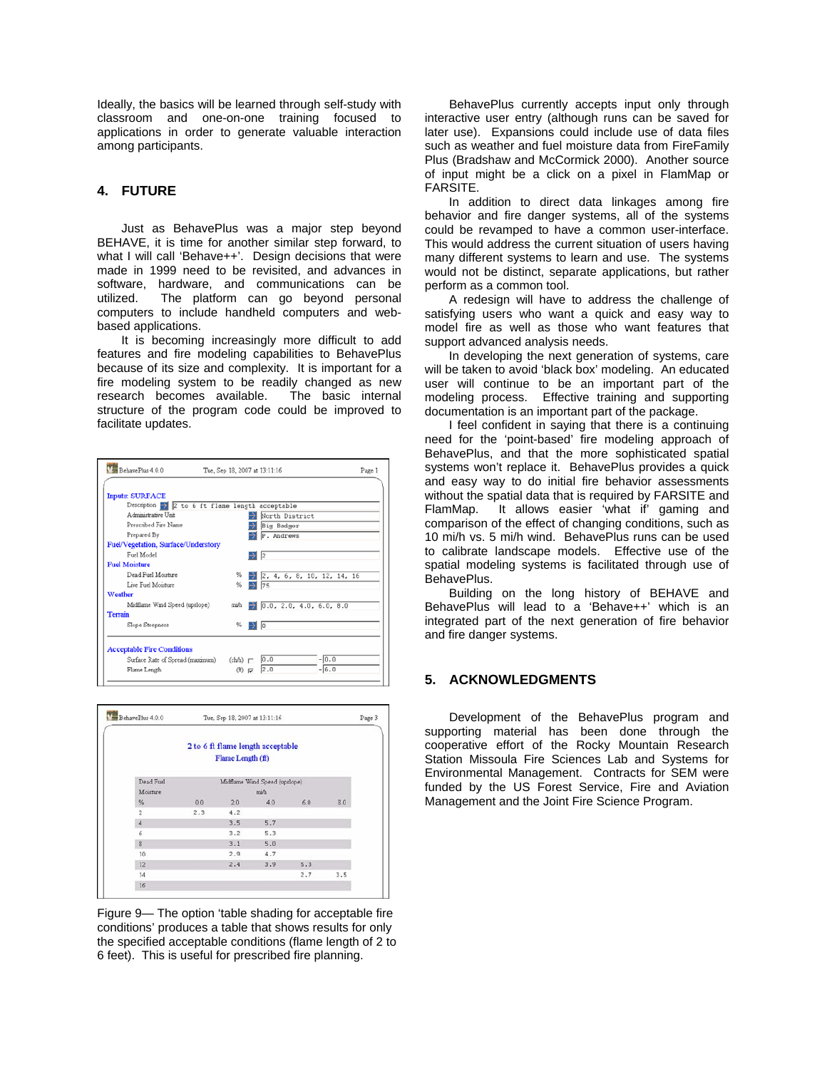Ideally, the basics will be learned through self-study with classroom and one-on-one training focused to applications in order to generate valuable interaction among participants.

## 4. FUTURE

Just as BehavePlus was a major step beyond BEHAVE, it is time for another similar step forward, to what I will call 'Behave++'. Design decisions that were made in 1999 need to be revisited, and advances in software, hardware, and communications can be utilized. The platform can go beyond personal computers to include handheld computers and web-based applications.

It is becoming increasingly more difficult to add features and fire modeling capabilities to BehavePlus because of its size and complexity. It is important for a fire modeling system to be readily changed as new research becomes available. The basic internal structure of the program code could be improved to facilitate updates.

Figure 9— The option 'table shading for acceptable fire conditions' produces a table that shows results for only the specified acceptable conditions (flame length of 2 to 6 feet). This is useful for prescribed fire planning.

BehavePlus currently accepts input only through interactive user entry (although runs can be saved for later use). Expansions could include use of data files such as weather and fuel moisture data from FireFamily Plus (Bradshaw and McCormick 2000). Another source of input might be a click on a pixel in FlamMap or FARSITE.

In addition to direct data linkages among fire behavior and fire danger systems, all of the systems could be revamped to have a common user-interface. This would address the current situation of users having many different systems to learn and use. The systems would not be distinct, separate applications, but rather perform as a common tool.

A redesign will have to address the challenge of satisfying users who want a quick and easy way to model fire as well as those who want features that support advanced analysis needs.

In developing the next generation of systems, care will be taken to avoid 'black box' modeling. An educated user will continue to be an important part of the modeling process. Effective training and supporting documentation is an important part of the package.

I feel confident in saying that there is a continuing need for the 'point-based' fire modeling approach of BehavePlus, and that the more sophisticated spatial systems won't replace it. BehavePlus provides a quick and easy way to do initial fire behavior assessments without the spatial data that is required by FARSITE and FlamMap. It allows easier 'what if' gaming and comparison of the effect of changing conditions, such as 10 mi/h vs. 5 mi/h wind. BehavePlus runs can be used to calibrate landscape models. Effective use of the spatial modeling systems is facilitated through use of BehavePlus.

Building on the long history of BEHAVE and BehavePlus will lead to a 'Behave++' which is an integrated part of the next generation of fire behavior and fire danger systems.

## 5. ACKNOWLEDGMENTS

Development of the BehavePlus program and supporting material has been done through the cooperative effort of the Rocky Mountain Research Station Missoula Fire Sciences Lab and Systems for Environmental Management. Contracts for SEM were funded by the US Forest Service, Fire and Aviation Management and the Joint Fire Science Program.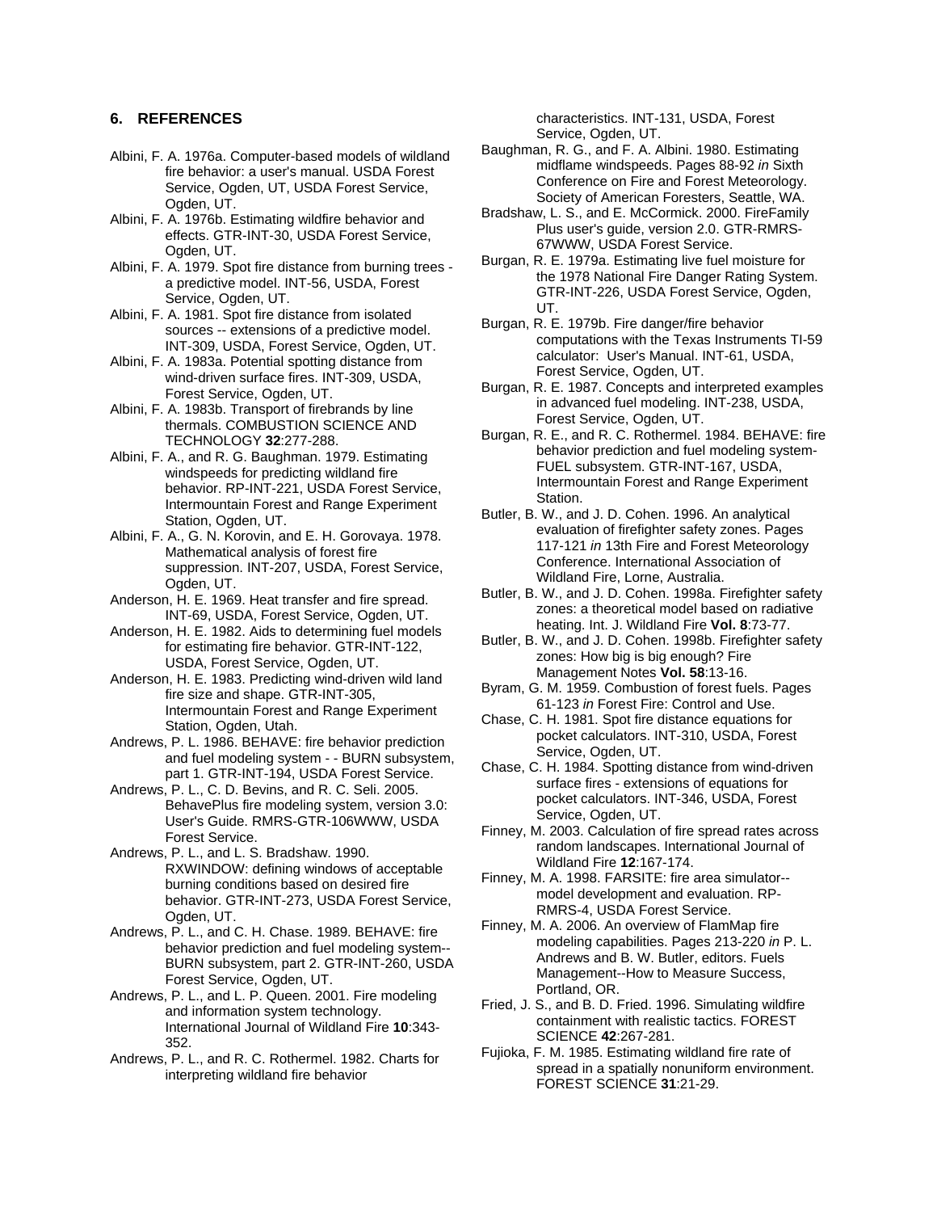## 6. REFERENCES

Albini, F. A. 1976a. Computer-based models of wildland fire behavior: a user's manual. USDA Forest Service, Ogden, UT, USDA Forest Service, Ogden, UT.

Albini, F. A. 1976b. Estimating wildfire behavior and effects. GTR-INT-30, USDA Forest Service, Ogden, UT.

Albini, F. A. 1979. Spot fire distance from burning trees - a predictive model. INT-56, USDA, Forest Service, Ogden, UT.

Albini, F. A. 1981. Spot fire distance from isolated sources -- extensions of a predictive model. INT-309, USDA, Forest Service, Ogden, UT.

Albini, F. A. 1983a. Potential spotting distance from wind-driven surface fires. INT-309, USDA, Forest Service, Ogden, UT.

Albini, F. A. 1983b. Transport of firebrands by line thermals. COMBUSTION SCIENCE AND TECHNOLOGY **32**:277-288.

Albini, F. A., and R. G. Baughman. 1979. Estimating windspeeds for predicting wildland fire behavior. RP-INT-221, USDA Forest Service, Intermountain Forest and Range Experiment Station, Ogden, UT.

Albini, F. A., G. N. Korovin, and E. H. Gorovaya. 1978. Mathematical analysis of forest fire suppression. INT-207, USDA, Forest Service, Ogden, UT.

Anderson, H. E. 1969. Heat transfer and fire spread. INT-69, USDA, Forest Service, Ogden, UT.

Anderson, H. E. 1982. Aids to determining fuel models for estimating fire behavior. GTR-INT-122, USDA, Forest Service, Ogden, UT.

Anderson, H. E. 1983. Predicting wind-driven wild land fire size and shape. GTR-INT-305, Intermountain Forest and Range Experiment Station, Ogden, Utah.

Andrews, P. L. 1986. BEHAVE: fire behavior prediction and fuel modeling system - - BURN subsystem, part 1. GTR-INT-194, USDA Forest Service.

Andrews, P. L., C. D. Bevins, and R. C. Seli. 2005. BehavePlus fire modeling system, version 3.0: User's Guide. RMRS-GTR-106WWW, USDA Forest Service.

Andrews, P. L., and L. S. Bradshaw. 1990. RXWINDOW: defining windows of acceptable burning conditions based on desired fire behavior. GTR-INT-273, USDA Forest Service, Ogden, UT.

Andrews, P. L., and C. H. Chase. 1989. BEHAVE: fire behavior prediction and fuel modeling system--BURN subsystem, part 2. GTR-INT-260, USDA Forest Service, Ogden, UT.

Andrews, P. L., and L. P. Queen. 2001. Fire modeling and information system technology. International Journal of Wildland Fire **10**:343-352.

Andrews, P. L., and R. C. Rothermel. 1982. Charts for interpreting wildland fire behavior characteristics. INT-131, USDA, Forest Service, Ogden, UT.

Baughman, R. G., and F. A. Albini. 1980. Estimating midflame windspeeds. Pages 88-92 *in* Sixth Conference on Fire and Forest Meteorology. Society of American Foresters, Seattle, WA.

Bradshaw, L. S., and E. McCormick. 2000. FireFamily Plus user's guide, version 2.0. GTR-RMRS-67WWW, USDA Forest Service.

Burgan, R. E. 1979a. Estimating live fuel moisture for the 1978 National Fire Danger Rating System. GTR-INT-226, USDA Forest Service, Ogden, UT.

Burgan, R. E. 1979b. Fire danger/fire behavior computations with the Texas Instruments TI-59 calculator: User's Manual. INT-61, USDA, Forest Service, Ogden, UT.

Burgan, R. E. 1987. Concepts and interpreted examples in advanced fuel modeling. INT-238, USDA, Forest Service, Ogden, UT.

Burgan, R. E., and R. C. Rothermel. 1984. BEHAVE: fire behavior prediction and fuel modeling system-FUEL subsystem. GTR-INT-167, USDA, Intermountain Forest and Range Experiment Station.

Butler, B. W., and J. D. Cohen. 1996. An analytical evaluation of firefighter safety zones. Pages 117-121 *in* 13th Fire and Forest Meteorology Conference. International Association of Wildland Fire, Lorne, Australia.

Butler, B. W., and J. D. Cohen. 1998a. Firefighter safety zones: a theoretical model based on radiative heating. Int. J. Wildland Fire **Vol. 8**:73-77.

Butler, B. W., and J. D. Cohen. 1998b. Firefighter safety zones: How big is big enough? Fire Management Notes **Vol. 58**:13-16.

Byram, G. M. 1959. Combustion of forest fuels. Pages 61-123 *in* Forest Fire: Control and Use.

Chase, C. H. 1981. Spot fire distance equations for pocket calculators. INT-310, USDA, Forest Service, Ogden, UT.

Chase, C. H. 1984. Spotting distance from wind-driven surface fires - extensions of equations for pocket calculators. INT-346, USDA, Forest Service, Ogden, UT.

Finney, M. 2003. Calculation of fire spread rates across random landscapes. International Journal of Wildland Fire **12**:167-174.

Finney, M. A. 1998. FARSITE: fire area simulator--model development and evaluation. RP-RMRS-4, USDA Forest Service.

Finney, M. A. 2006. An overview of FlamMap fire modeling capabilities. Pages 213-220 *in* P. L. Andrews and B. W. Butler, editors. Fuels Management--How to Measure Success, Portland, OR.

Fried, J. S., and B. D. Fried. 1996. Simulating wildfire containment with realistic tactics. FOREST SCIENCE **42**:267-281.

Fujioka, F. M. 1985. Estimating wildland fire rate of spread in a spatially nonuniform environment. FOREST SCIENCE **31**:21-29.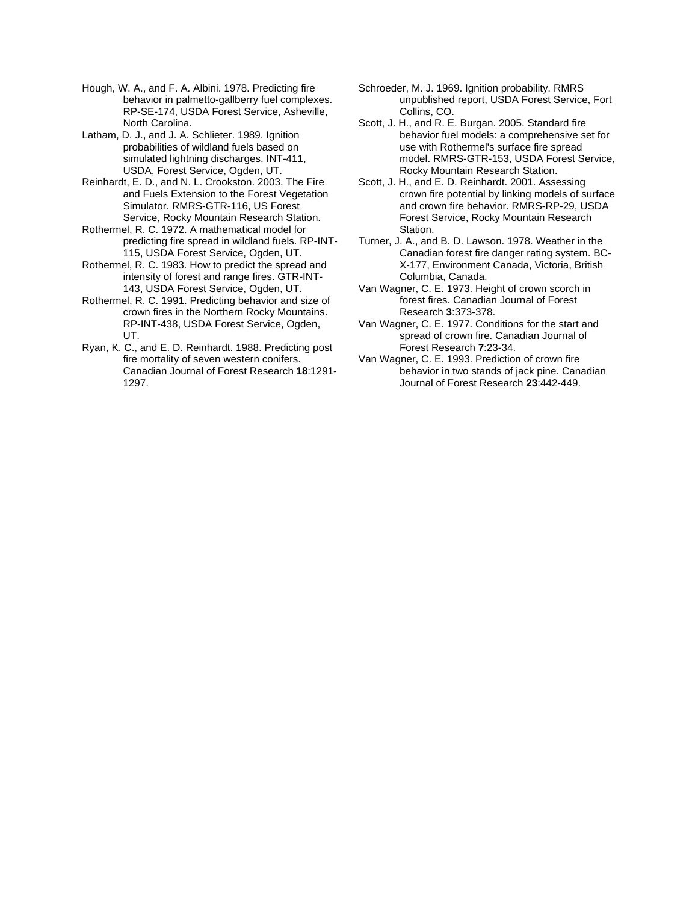Hough, W. A., and F. A. Albini. 1978. Predicting fire behavior in palmetto-gallberry fuel complexes. RP-SE-174, USDA Forest Service, Asheville, North Carolina.

Latham, D. J., and J. A. Schlieter. 1989. Ignition probabilities of wildland fuels based on simulated lightning discharges. INT-411, USDA, Forest Service, Ogden, UT.

Reinhardt, E. D., and N. L. Crookston. 2003. The Fire and Fuels Extension to the Forest Vegetation Simulator. RMRS-GTR-116, US Forest Service, Rocky Mountain Research Station.

Rothermel, R. C. 1972. A mathematical model for predicting fire spread in wildland fuels. RP-INT-115, USDA Forest Service, Ogden, UT.

Rothermel, R. C. 1983. How to predict the spread and intensity of forest and range fires. GTR-INT-143, USDA Forest Service, Ogden, UT.

Rothermel, R. C. 1991. Predicting behavior and size of crown fires in the Northern Rocky Mountains. RP-INT-438, USDA Forest Service, Ogden, UT.

Ryan, K. C., and E. D. Reinhardt. 1988. Predicting post fire mortality of seven western conifers. Canadian Journal of Forest Research **18**:1291-1297.

Schroeder, M. J. 1969. Ignition probability. RMRS unpublished report, USDA Forest Service, Fort Collins, CO.

Scott, J. H., and R. E. Burgan. 2005. Standard fire behavior fuel models: a comprehensive set for use with Rothermel's surface fire spread model. RMRS-GTR-153, USDA Forest Service, Rocky Mountain Research Station.

Scott, J. H., and E. D. Reinhardt. 2001. Assessing crown fire potential by linking models of surface and crown fire behavior. RMRS-RP-29, USDA Forest Service, Rocky Mountain Research Station.

Turner, J. A., and B. D. Lawson. 1978. Weather in the Canadian forest fire danger rating system. BC-X-177, Environment Canada, Victoria, British Columbia, Canada.

Van Wagner, C. E. 1973. Height of crown scorch in forest fires. Canadian Journal of Forest Research **3**:373-378.

Van Wagner, C. E. 1977. Conditions for the start and spread of crown fire. Canadian Journal of Forest Research **7**:23-34.

Van Wagner, C. E. 1993. Prediction of crown fire behavior in two stands of jack pine. Canadian Journal of Forest Research **23**:442-449.